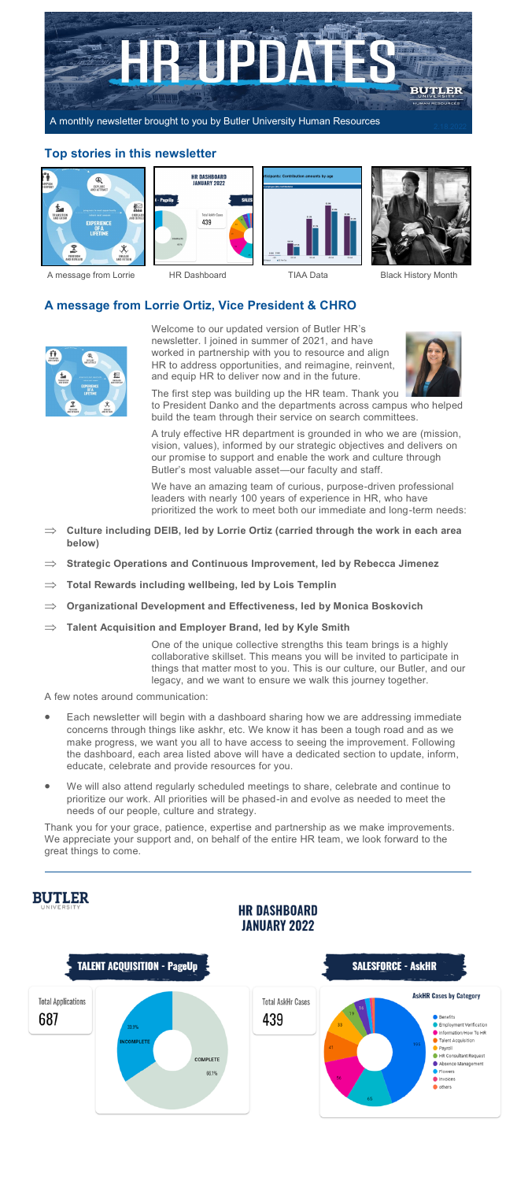# HR UPDATES

A monthly newsletter brought to you by Butler University Human Resources

## Top stories in this newsletter

A message from Lorrie | HR Dashboard | TIAA Data | Black History Month

## A message from Lorrie Ortiz, Vice President & CHRO

Welcome to our updated version of Butler HR's newsletter. I joined in summer of 2021, and have worked in partnership with you to resource and align HR to address opportunities, and reimagine, reinvent, and equip HR to deliver now and in the future.

The first step was building up the HR team. Thank you to President Danko and the departments across campus who helped build the team through their service on search committees.

A truly effective HR department is grounded in who we are (mission, vision, values), informed by our strategic objectives and delivers on our promise to support and enable the work and culture through Butler's most valuable asset—our faculty and staff.

We have an amazing team of curious, purpose-driven professional leaders with nearly 100 years of experience in HR, who have prioritized the work to meet both our immediate and long-term needs:

- ⇒ **Culture including DEIB, led by Lorrie Ortiz (carried through the work in each area below)**
- ⇒ **Strategic Operations and Continuous Improvement, led by Rebecca Jimenez**
- ⇒ **Total Rewards including wellbeing, led by Lois Templin**
- ⇒ **Organizational Development and Effectiveness, led by Monica Boskovich**
- ⇒ **Talent Acquisition and Employer Brand, led by Kyle Smith**

One of the unique collective strengths this team brings is a highly collaborative skillset. This means you will be invited to participate in things that matter most to you. This is our culture, our Butler, and our legacy, and we want to ensure we walk this journey together.

A few notes around communication:

- Each newsletter will begin with a dashboard sharing how we are addressing immediate concerns through things like askhr, etc. We know it has been a tough road and as we make progress, we want you all to have access to seeing the improvement. Following the dashboard, each area listed above will have a dedicated section to update, inform, educate, celebrate and provide resources for you.
- We will also attend regularly scheduled meetings to share, celebrate and continue to prioritize our work. All priorities will be phased-in and evolve as needed to meet the needs of our people, culture and strategy.

Thank you for your grace, patience, expertise and partnership as we make improvements. We appreciate your support and, on behalf of the entire HR team, we look forward to the great things to come.

---

## HR DASHBOARD JANUARY 2022

### TALENT ACQUISITION - PageUp

Total Applications: 687

- INCOMPLETE: 33.9%
- COMPLETE: 66.1%

### SALESFORCE - AskHR

Total AskHr Cases: 439

AskHR Cases by Category: Benefits, Employment Verification, Information/How To HR, Talent Acquisition, Payroll, HR Consultant Request, Absence Management, Flowers, Invoices, others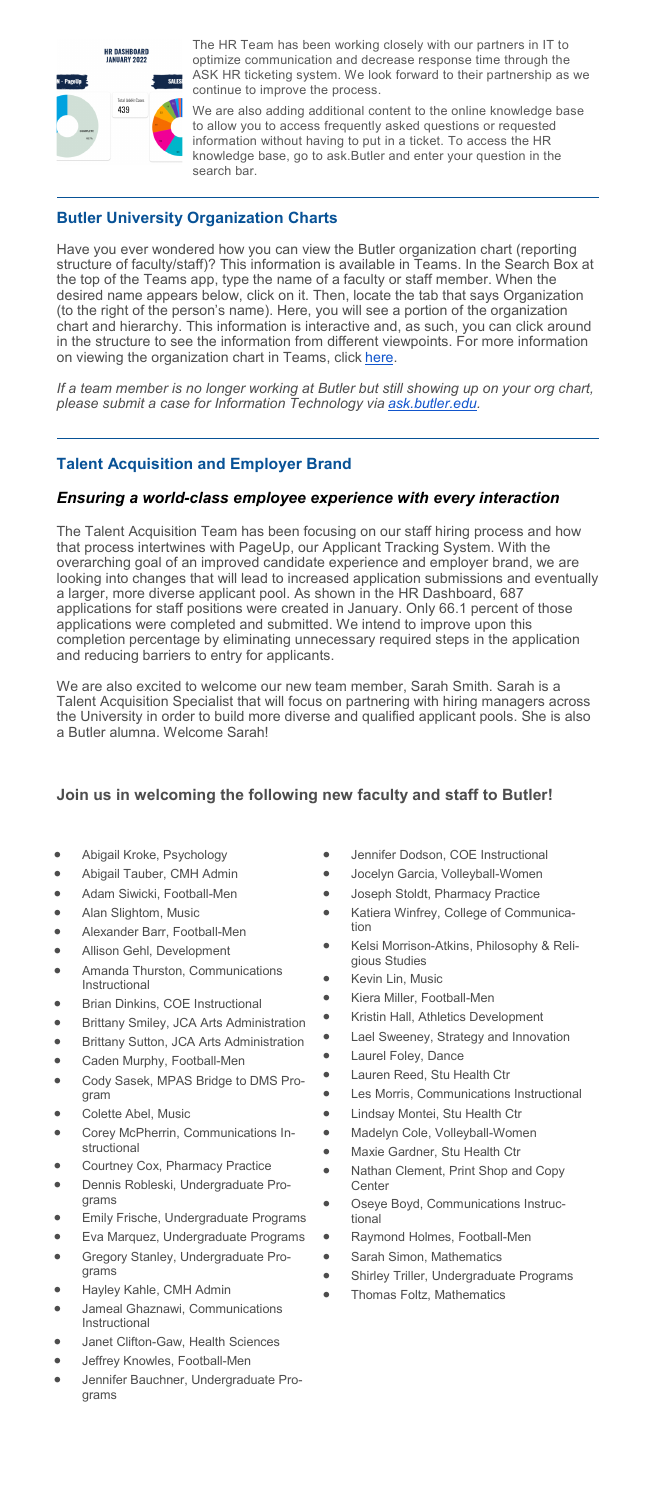The HR Team has been working closely with our partners in IT to optimize communication and decrease response time through the ASK HR ticketing system. We look forward to their partnership as we continue to improve the process.

We are also adding additional content to the online knowledge base to allow you to access frequently asked questions or requested information without having to put in a ticket. To access the HR knowledge base, go to ask.Butler and enter your question in the search bar.

## Butler University Organization Charts

Have you ever wondered how you can view the Butler organization chart (reporting structure of faculty/staff)? This information is available in Teams. In the Search Box at the top of the Teams app, type the name of a faculty or staff member. When the desired name appears below, click on it. Then, locate the tab that says Organization (to the right of the person's name). Here, you will see a portion of the organization chart and hierarchy. This information is interactive and, as such, you can click around in the structure to see the information from different viewpoints. For more information on viewing the organization chart in Teams, click here.

*If a team member is no longer working at Butler but still showing up on your org chart, please submit a case for Information Technology via ask.butler.edu.*

## Talent Acquisition and Employer Brand

### *Ensuring a world-class employee experience with every interaction*

The Talent Acquisition Team has been focusing on our staff hiring process and how that process intertwines with PageUp, our Applicant Tracking System. With the overarching goal of an improved candidate experience and employer brand, we are looking into changes that will lead to increased application submissions and eventually a larger, more diverse applicant pool. As shown in the HR Dashboard, 687 applications for staff positions were created in January. Only 66.1 percent of those applications were completed and submitted. We intend to improve upon this completion percentage by eliminating unnecessary required steps in the application and reducing barriers to entry for applicants.

We are also excited to welcome our new team member, Sarah Smith. Sarah is a Talent Acquisition Specialist that will focus on partnering with hiring managers across the University in order to build more diverse and qualified applicant pools. She is also a Butler alumna. Welcome Sarah!

### Join us in welcoming the following new faculty and staff to Butler!

- Abigail Kroke, Psychology
- Abigail Tauber, CMH Admin
- Adam Siwicki, Football-Men
- Alan Slightom, Music
- Alexander Barr, Football-Men
- Allison Gehl, Development
- Amanda Thurston, Communications Instructional
- Brian Dinkins, COE Instructional
- Brittany Smiley, JCA Arts Administration
- Brittany Sutton, JCA Arts Administration
- Caden Murphy, Football-Men
- Cody Sasek, MPAS Bridge to DMS Program
- Colette Abel, Music
- Corey McPherrin, Communications Instructional
- Courtney Cox, Pharmacy Practice
- Dennis Robleski, Undergraduate Programs
- Emily Frische, Undergraduate Programs
- Eva Marquez, Undergraduate Programs
- Gregory Stanley, Undergraduate Programs
- Hayley Kahle, CMH Admin
- Jameal Ghaznawi, Communications Instructional
- Janet Clifton-Gaw, Health Sciences
- Jeffrey Knowles, Football-Men
- Jennifer Bauchner, Undergraduate Programs
- Jennifer Dodson, COE Instructional
- Jocelyn Garcia, Volleyball-Women
- Joseph Stoldt, Pharmacy Practice
- Katiera Winfrey, College of Communication
- Kelsi Morrison-Atkins, Philosophy & Religious Studies
- Kevin Lin, Music
- Kiera Miller, Football-Men
- Kristin Hall, Athletics Development
- Lael Sweeney, Strategy and Innovation
- Laurel Foley, Dance
- Lauren Reed, Stu Health Ctr
- Les Morris, Communications Instructional
- Lindsay Montei, Stu Health Ctr
- Madelyn Cole, Volleyball-Women
- Maxie Gardner, Stu Health Ctr
- Nathan Clement, Print Shop and Copy Center
- Oseye Boyd, Communications Instructional
- Raymond Holmes, Football-Men
- Sarah Simon, Mathematics
- Shirley Triller, Undergraduate Programs
- Thomas Foltz, Mathematics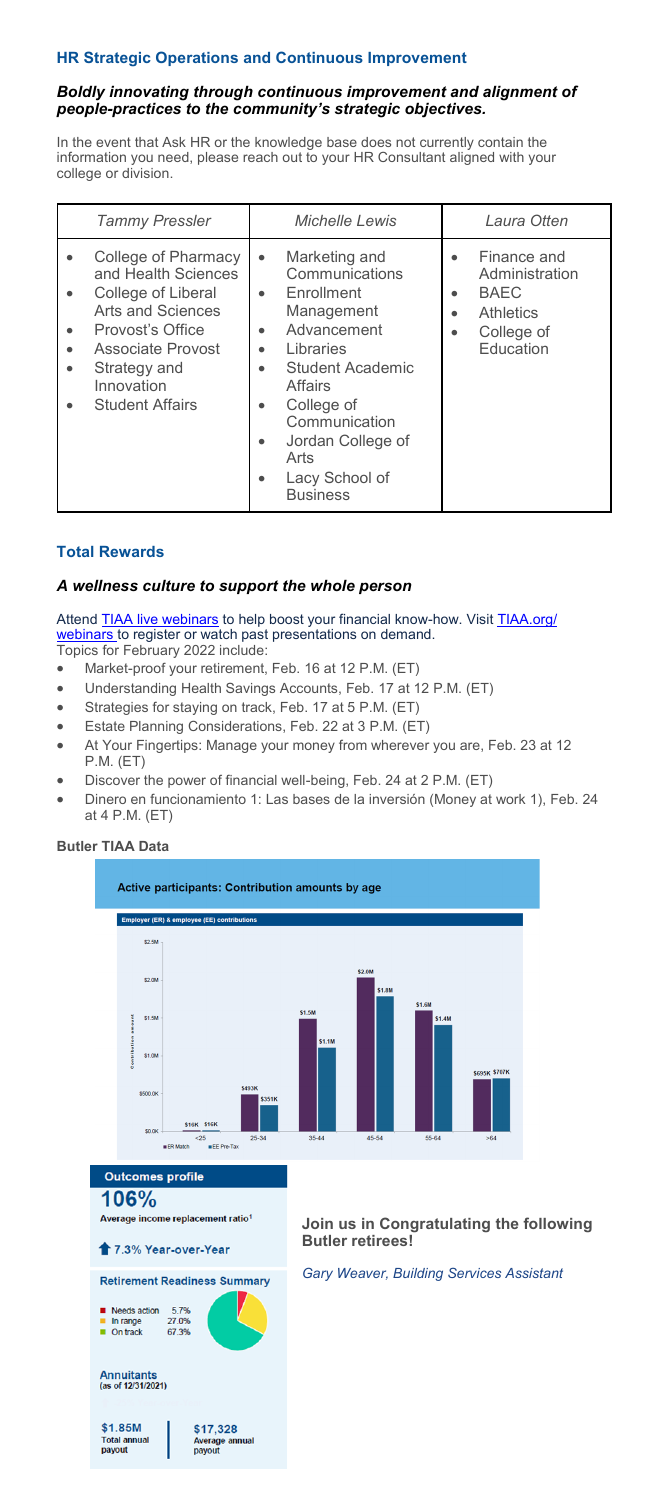## HR Strategic Operations and Continuous Improvement

### *Boldly innovating through continuous improvement and alignment of people-practices to the community's strategic objectives.*

In the event that Ask HR or the knowledge base does not currently contain the information you need, please reach out to your HR Consultant aligned with your college or division.

| *Tammy Pressler* | *Michelle Lewis* | *Laura Otten* |
| --- | --- | --- |
| • College of Pharmacy and Health Sciences<br>• College of Liberal Arts and Sciences<br>• Provost's Office<br>• Associate Provost<br>• Strategy and Innovation<br>• Student Affairs | • Marketing and Communications<br>• Enrollment Management<br>• Advancement<br>• Libraries<br>• Student Academic Affairs<br>• College of Communication<br>• Jordan College of Arts<br>• Lacy School of Business | • Finance and Administration<br>• BAEC<br>• Athletics<br>• College of Education |

## Total Rewards

### *A wellness culture to support the whole person*

Attend TIAA live webinars to help boost your financial know-how. Visit TIAA.org/webinars to register or watch past presentations on demand.
Topics for February 2022 include:

- Market-proof your retirement, Feb. 16 at 12 P.M. (ET)
- Understanding Health Savings Accounts, Feb. 17 at 12 P.M. (ET)
- Strategies for staying on track, Feb. 17 at 5 P.M. (ET)
- Estate Planning Considerations, Feb. 22 at 3 P.M. (ET)
- At Your Fingertips: Manage your money from wherever you are, Feb. 23 at 12 P.M. (ET)
- Discover the power of financial well-being, Feb. 24 at 2 P.M. (ET)
- Dinero en funcionamiento 1: Las bases de la inversión (Money at work 1), Feb. 24 at 4 P.M. (ET)

**Butler TIAA Data**

**Active participants: Contribution amounts by age**

Employer (ER) & employee (EE) contributions

| Age | ER Match | EE Pre-Tax |
| --- | --- | --- |
| <25 | $16K | $16K |
| 25-34 | $493K | $351K |
| 35-44 | $1.5M | $1.1M |
| 45-54 | $2.0M | $1.8M |
| 55-64 | $1.6M | $1.4M |
| >64 | $695K | $707K |

**Outcomes profile**

**106%**
Average income replacement ratio[1]

7.3% Year-over-Year

**Retirement Readiness Summary**

- Needs action 5.7%
- In range 27.0%
- On track 67.3%

**Annuitants** (as of 12/31/2021)

$1.85M Total annual payout | $17,328 Average annual payout

**Join us in Congratulating the following Butler retirees!**

*Gary Weaver, Building Services Assistant*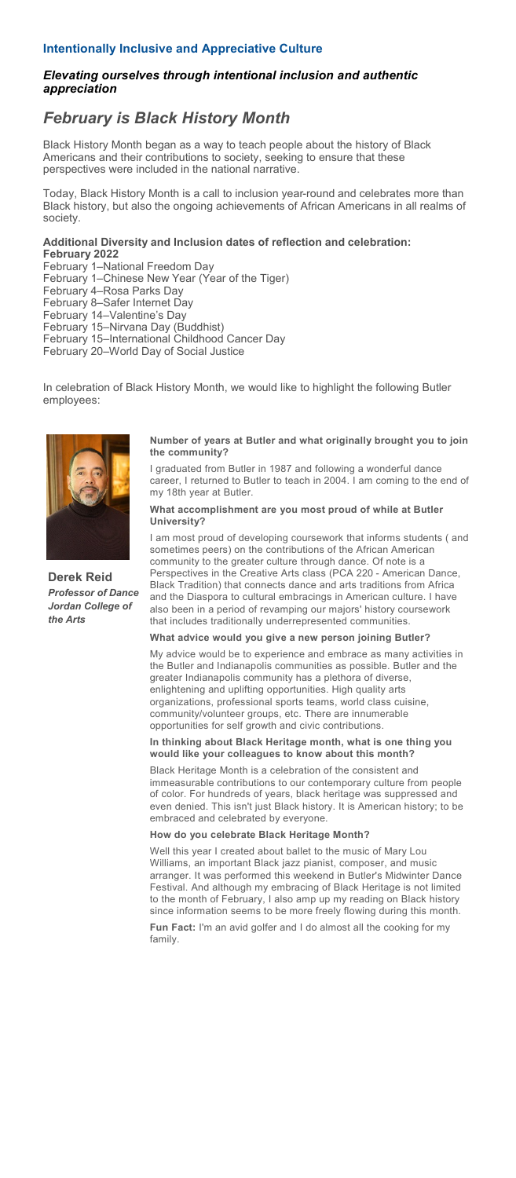**Intentionally Inclusive and Appreciative Culture**

***Elevating ourselves through intentional inclusion and authentic appreciation***

## *February is Black History Month*

Black History Month began as a way to teach people about the history of Black Americans and their contributions to society, seeking to ensure that these perspectives were included in the national narrative.

Today, Black History Month is a call to inclusion year-round and celebrates more than Black history, but also the ongoing achievements of African Americans in all realms of society.

**Additional Diversity and Inclusion dates of reflection and celebration: February 2022**

February 1–National Freedom Day
February 1–Chinese New Year (Year of the Tiger)
February 4–Rosa Parks Day
February 8–Safer Internet Day
February 14–Valentine's Day
February 15–Nirvana Day (Buddhist)
February 15–International Childhood Cancer Day
February 20–World Day of Social Justice

In celebration of Black History Month, we would like to highlight the following Butler employees:

**Derek Reid**
***Professor of Dance***
***Jordan College of the Arts***

**Number of years at Butler and what originally brought you to join the community?**

I graduated from Butler in 1987 and following a wonderful dance career, I returned to Butler to teach in 2004. I am coming to the end of my 18th year at Butler.

**What accomplishment are you most proud of while at Butler University?**

I am most proud of developing coursework that informs students ( and sometimes peers) on the contributions of the African American community to the greater culture through dance. Of note is a Perspectives in the Creative Arts class (PCA 220 - American Dance, Black Tradition) that connects dance and arts traditions from Africa and the Diaspora to cultural embracings in American culture. I have also been in a period of revamping our majors' history coursework that includes traditionally underrepresented communities.

**What advice would you give a new person joining Butler?**

My advice would be to experience and embrace as many activities in the Butler and Indianapolis communities as possible. Butler and the greater Indianapolis community has a plethora of diverse, enlightening and uplifting opportunities. High quality arts organizations, professional sports teams, world class cuisine, community/volunteer groups, etc. There are innumerable opportunities for self growth and civic contributions.

**In thinking about Black Heritage month, what is one thing you would like your colleagues to know about this month?**

Black Heritage Month is a celebration of the consistent and immeasurable contributions to our contemporary culture from people of color. For hundreds of years, black heritage was suppressed and even denied. This isn't just Black history. It is American history; to be embraced and celebrated by everyone.

**How do you celebrate Black Heritage Month?**

Well this year I created about ballet to the music of Mary Lou Williams, an important Black jazz pianist, composer, and music arranger. It was performed this weekend in Butler's Midwinter Dance Festival. And although my embracing of Black Heritage is not limited to the month of February, I also amp up my reading on Black history since information seems to be more freely flowing during this month.

**Fun Fact:** I'm an avid golfer and I do almost all the cooking for my family.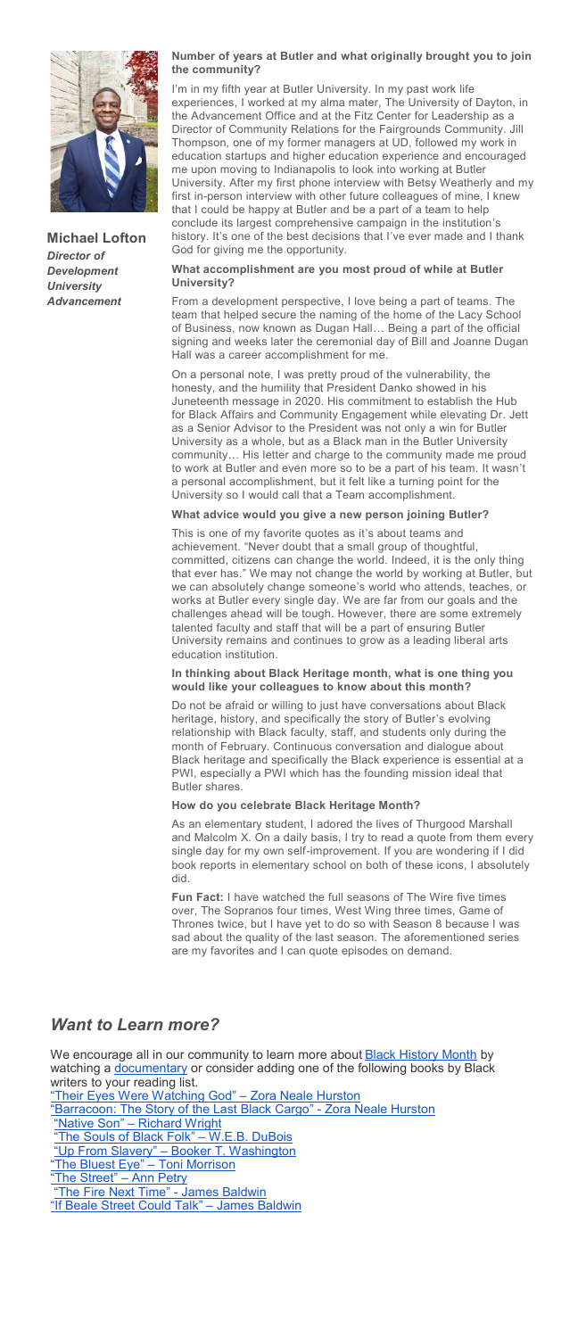**Michael Lofton**
*Director of Development*
*University Advancement*

**Number of years at Butler and what originally brought you to join the community?**

I'm in my fifth year at Butler University. In my past work life experiences, I worked at my alma mater, The University of Dayton, in the Advancement Office and at the Fitz Center for Leadership as a Director of Community Relations for the Fairgrounds Community. Jill Thompson, one of my former managers at UD, followed my work in education startups and higher education experience and encouraged me upon moving to Indianapolis to look into working at Butler University. After my first phone interview with Betsy Weatherly and my first in-person interview with other future colleagues of mine, I knew that I could be happy at Butler and be a part of a team to help conclude its largest comprehensive campaign in the institution's history. It's one of the best decisions that I've ever made and I thank God for giving me the opportunity.

**What accomplishment are you most proud of while at Butler University?**

From a development perspective, I love being a part of teams. The team that helped secure the naming of the home of the Lacy School of Business, now known as Dugan Hall… Being a part of the official signing and weeks later the ceremonial day of Bill and Joanne Dugan Hall was a career accomplishment for me.

On a personal note, I was pretty proud of the vulnerability, the honesty, and the humility that President Danko showed in his Juneteenth message in 2020. His commitment to establish the Hub for Black Affairs and Community Engagement while elevating Dr. Jett as a Senior Advisor to the President was not only a win for Butler University as a whole, but as a Black man in the Butler University community… His letter and charge to the community made me proud to work at Butler and even more so to be a part of his team. It wasn't a personal accomplishment, but it felt like a turning point for the University so I would call that a Team accomplishment.

**What advice would you give a new person joining Butler?**

This is one of my favorite quotes as it's about teams and achievement. "Never doubt that a small group of thoughtful, committed, citizens can change the world. Indeed, it is the only thing that ever has." We may not change the world by working at Butler, but we can absolutely change someone's world who attends, teaches, or works at Butler every single day. We are far from our goals and the challenges ahead will be tough. However, there are some extremely talented faculty and staff that will be a part of ensuring Butler University remains and continues to grow as a leading liberal arts education institution.

**In thinking about Black Heritage month, what is one thing you would like your colleagues to know about this month?**

Do not be afraid or willing to just have conversations about Black heritage, history, and specifically the story of Butler's evolving relationship with Black faculty, staff, and students only during the month of February. Continuous conversation and dialogue about Black heritage and specifically the Black experience is essential at a PWI, especially a PWI which has the founding mission ideal that Butler shares.

**How do you celebrate Black Heritage Month?**

As an elementary student, I adored the lives of Thurgood Marshall and Malcolm X. On a daily basis, I try to read a quote from them every single day for my own self-improvement. If you are wondering if I did book reports in elementary school on both of these icons, I absolutely did.

**Fun Fact:** I have watched the full seasons of The Wire five times over, The Sopranos four times, West Wing three times, Game of Thrones twice, but I have yet to do so with Season 8 because I was sad about the quality of the last season. The aforementioned series are my favorites and I can quote episodes on demand.

## *Want to Learn more?*

We encourage all in our community to learn more about Black History Month by watching a documentary or consider adding one of the following books by Black writers to your reading list.

"Their Eyes Were Watching God" – Zora Neale Hurston
"Barracoon: The Story of the Last Black Cargo" - Zora Neale Hurston
"Native Son" – Richard Wright
"The Souls of Black Folk" – W.E.B. DuBois
"Up From Slavery" – Booker T. Washington
"The Bluest Eye" – Toni Morrison
"The Street" – Ann Petry
"The Fire Next Time" - James Baldwin
"If Beale Street Could Talk" – James Baldwin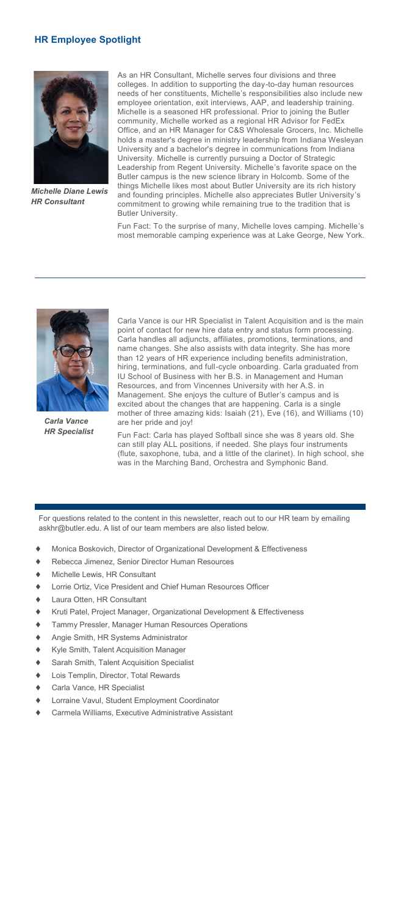## HR Employee Spotlight

***Michelle Diane Lewis***
***HR Consultant***

As an HR Consultant, Michelle serves four divisions and three colleges. In addition to supporting the day-to-day human resources needs of her constituents, Michelle's responsibilities also include new employee orientation, exit interviews, AAP, and leadership training. Michelle is a seasoned HR professional. Prior to joining the Butler community, Michelle worked as a regional HR Advisor for FedEx Office, and an HR Manager for C&S Wholesale Grocers, Inc. Michelle holds a master's degree in ministry leadership from Indiana Wesleyan University and a bachelor's degree in communications from Indiana University. Michelle is currently pursuing a Doctor of Strategic Leadership from Regent University. Michelle's favorite space on the Butler campus is the new science library in Holcomb. Some of the things Michelle likes most about Butler University are its rich history and founding principles. Michelle also appreciates Butler University's commitment to growing while remaining true to the tradition that is Butler University.

Fun Fact: To the surprise of many, Michelle loves camping. Michelle's most memorable camping experience was at Lake George, New York.

---

***Carla Vance***
***HR Specialist***

Carla Vance is our HR Specialist in Talent Acquisition and is the main point of contact for new hire data entry and status form processing. Carla handles all adjuncts, affiliates, promotions, terminations, and name changes. She also assists with data integrity. She has more than 12 years of HR experience including benefits administration, hiring, terminations, and full-cycle onboarding. Carla graduated from IU School of Business with her B.S. in Management and Human Resources, and from Vincennes University with her A.S. in Management. She enjoys the culture of Butler's campus and is excited about the changes that are happening. Carla is a single mother of three amazing kids: Isaiah (21), Eve (16), and Williams (10) are her pride and joy!

Fun Fact: Carla has played Softball since she was 8 years old. She can still play ALL positions, if needed. She plays four instruments (flute, saxophone, tuba, and a little of the clarinet). In high school, she was in the Marching Band, Orchestra and Symphonic Band.

---

For questions related to the content in this newsletter, reach out to our HR team by emailing askhr@butler.edu. A list of our team members are also listed below.

- Monica Boskovich, Director of Organizational Development & Effectiveness
- Rebecca Jimenez, Senior Director Human Resources
- Michelle Lewis, HR Consultant
- Lorrie Ortiz, Vice President and Chief Human Resources Officer
- Laura Otten, HR Consultant
- Kruti Patel, Project Manager, Organizational Development & Effectiveness
- Tammy Pressler, Manager Human Resources Operations
- Angie Smith, HR Systems Administrator
- Kyle Smith, Talent Acquisition Manager
- Sarah Smith, Talent Acquisition Specialist
- Lois Templin, Director, Total Rewards
- Carla Vance, HR Specialist
- Lorraine Vavul, Student Employment Coordinator
- Carmela Williams, Executive Administrative Assistant